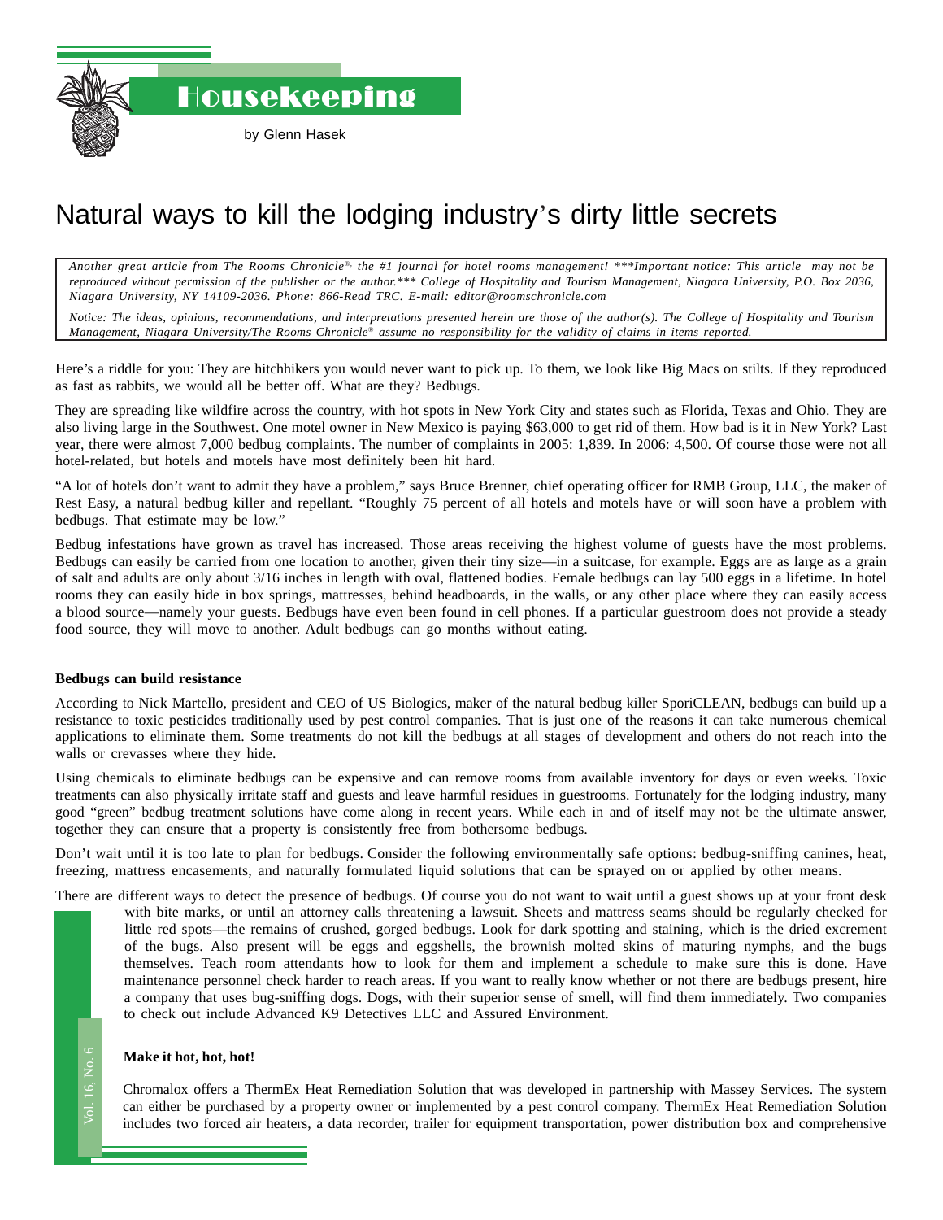# Housekeeping

by Glenn Hasek

# Natural ways to kill the lodging industry's dirty little secrets

*Another great article from The Rooms Chronicle®, the #1 journal for hotel rooms management! \*\*\*Important notice: This article may not be reproduced without permission of the publisher or the author.\*\*\* College of Hospitality and Tourism Management, Niagara University, P.O. Box 2036, Niagara University, NY 14109-2036. Phone: 866-Read TRC. E-mail: editor@roomschronicle.com*

*Notice: The ideas, opinions, recommendations, and interpretations presented herein are those of the author(s). The College of Hospitality and Tourism Management, Niagara University/The Rooms Chronicle® assume no responsibility for the validity of claims in items reported.*

Here's a riddle for you: They are hitchhikers you would never want to pick up. To them, we look like Big Macs on stilts. If they reproduced as fast as rabbits, we would all be better off. What are they? Bedbugs.

They are spreading like wildfire across the country, with hot spots in New York City and states such as Florida, Texas and Ohio. They are also living large in the Southwest. One motel owner in New Mexico is paying $63,000 to get rid of them. How bad is it in New York? Last year, there were almost 7,000 bedbug complaints. The number of complaints in 2005: 1,839. In 2006: 4,500. Of course those were not all hotel-related, but hotels and motels have most definitely been hit hard.

"A lot of hotels don't want to admit they have a problem," says Bruce Brenner, chief operating officer for RMB Group, LLC, the maker of Rest Easy, a natural bedbug killer and repellant. "Roughly 75 percent of all hotels and motels have or will soon have a problem with bedbugs. That estimate may be low."

Bedbug infestations have grown as travel has increased. Those areas receiving the highest volume of guests have the most problems. Bedbugs can easily be carried from one location to another, given their tiny size—in a suitcase, for example. Eggs are as large as a grain of salt and adults are only about 3/16 inches in length with oval, flattened bodies. Female bedbugs can lay 500 eggs in a lifetime. In hotel rooms they can easily hide in box springs, mattresses, behind headboards, in the walls, or any other place where they can easily access a blood source—namely your guests. Bedbugs have even been found in cell phones. If a particular guestroom does not provide a steady food source, they will move to another. Adult bedbugs can go months without eating.

**Bedbugs can build resistance**

According to Nick Martello, president and CEO of US Biologics, maker of the natural bedbug killer SporiCLEAN, bedbugs can build up a resistance to toxic pesticides traditionally used by pest control companies. That is just one of the reasons it can take numerous chemical applications to eliminate them. Some treatments do not kill the bedbugs at all stages of development and others do not reach into the walls or crevasses where they hide.

Using chemicals to eliminate bedbugs can be expensive and can remove rooms from available inventory for days or even weeks. Toxic treatments can also physically irritate staff and guests and leave harmful residues in guestrooms. Fortunately for the lodging industry, many good "green" bedbug treatment solutions have come along in recent years. While each in and of itself may not be the ultimate answer, together they can ensure that a property is consistently free from bothersome bedbugs.

Don't wait until it is too late to plan for bedbugs. Consider the following environmentally safe options: bedbug-sniffing canines, heat, freezing, mattress encasements, and naturally formulated liquid solutions that can be sprayed on or applied by other means.

There are different ways to detect the presence of bedbugs. Of course you do not want to wait until a guest shows up at your front desk with bite marks, or until an attorney calls threatening a lawsuit. Sheets and mattress seams should be regularly checked for little red spots—the remains of crushed, gorged bedbugs. Look for dark spotting and staining, which is the dried excrement of the bugs. Also present will be eggs and eggshells, the brownish molted skins of maturing nymphs, and the bugs themselves. Teach room attendants how to look for them and implement a schedule to make sure this is done. Have maintenance personnel check harder to reach areas. If you want to really know whether or not there are bedbugs present, hire a company that uses bug-sniffing dogs. Dogs, with their superior sense of smell, will find them immediately. Two companies to check out include Advanced K9 Detectives LLC and Assured Environment.

**Make it hot, hot, hot!**

Chromalox offers a ThermEx Heat Remediation Solution that was developed in partnership with Massey Services. The system can either be purchased by a property owner or implemented by a pest control company. ThermEx Heat Remediation Solution includes two forced air heaters, a data recorder, trailer for equipment transportation, power distribution box and comprehensive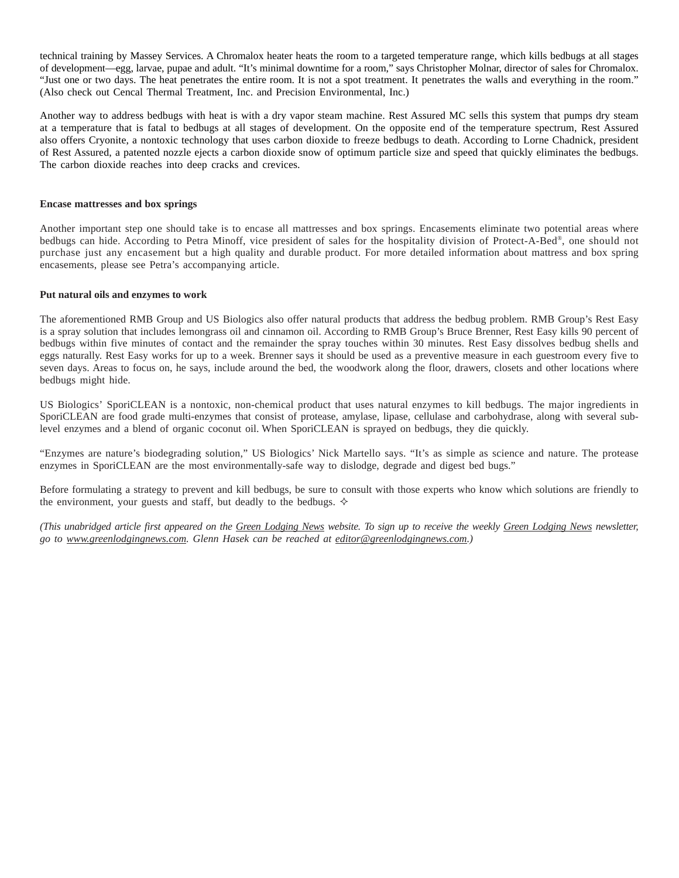technical training by Massey Services. A Chromalox heater heats the room to a targeted temperature range, which kills bedbugs at all stages of development—egg, larvae, pupae and adult. "It's minimal downtime for a room," says Christopher Molnar, director of sales for Chromalox. "Just one or two days. The heat penetrates the entire room. It is not a spot treatment. It penetrates the walls and everything in the room." (Also check out Cencal Thermal Treatment, Inc. and Precision Environmental, Inc.)

Another way to address bedbugs with heat is with a dry vapor steam machine. Rest Assured MC sells this system that pumps dry steam at a temperature that is fatal to bedbugs at all stages of development. On the opposite end of the temperature spectrum, Rest Assured also offers Cryonite, a nontoxic technology that uses carbon dioxide to freeze bedbugs to death. According to Lorne Chadnick, president of Rest Assured, a patented nozzle ejects a carbon dioxide snow of optimum particle size and speed that quickly eliminates the bedbugs. The carbon dioxide reaches into deep cracks and crevices.

**Encase mattresses and box springs**

Another important step one should take is to encase all mattresses and box springs. Encasements eliminate two potential areas where bedbugs can hide. According to Petra Minoff, vice president of sales for the hospitality division of Protect-A-Bed®, one should not purchase just any encasement but a high quality and durable product. For more detailed information about mattress and box spring encasements, please see Petra's accompanying article.

**Put natural oils and enzymes to work**

The aforementioned RMB Group and US Biologics also offer natural products that address the bedbug problem. RMB Group's Rest Easy is a spray solution that includes lemongrass oil and cinnamon oil. According to RMB Group's Bruce Brenner, Rest Easy kills 90 percent of bedbugs within five minutes of contact and the remainder the spray touches within 30 minutes. Rest Easy dissolves bedbug shells and eggs naturally. Rest Easy works for up to a week. Brenner says it should be used as a preventive measure in each guestroom every five to seven days. Areas to focus on, he says, include around the bed, the woodwork along the floor, drawers, closets and other locations where bedbugs might hide.

US Biologics' SporiCLEAN is a nontoxic, non-chemical product that uses natural enzymes to kill bedbugs. The major ingredients in SporiCLEAN are food grade multi-enzymes that consist of protease, amylase, lipase, cellulase and carbohydrase, along with several sub-level enzymes and a blend of organic coconut oil. When SporiCLEAN is sprayed on bedbugs, they die quickly.

"Enzymes are nature's biodegrading solution," US Biologics' Nick Martello says. "It's as simple as science and nature. The protease enzymes in SporiCLEAN are the most environmentally-safe way to dislodge, degrade and digest bed bugs."

Before formulating a strategy to prevent and kill bedbugs, be sure to consult with those experts who know which solutions are friendly to the environment, your guests and staff, but deadly to the bedbugs. ✧

*(This unabridged article first appeared on the Green Lodging News website. To sign up to receive the weekly Green Lodging News newsletter, go to www.greenlodgingnews.com. Glenn Hasek can be reached at editor@greenlodgingnews.com.)*